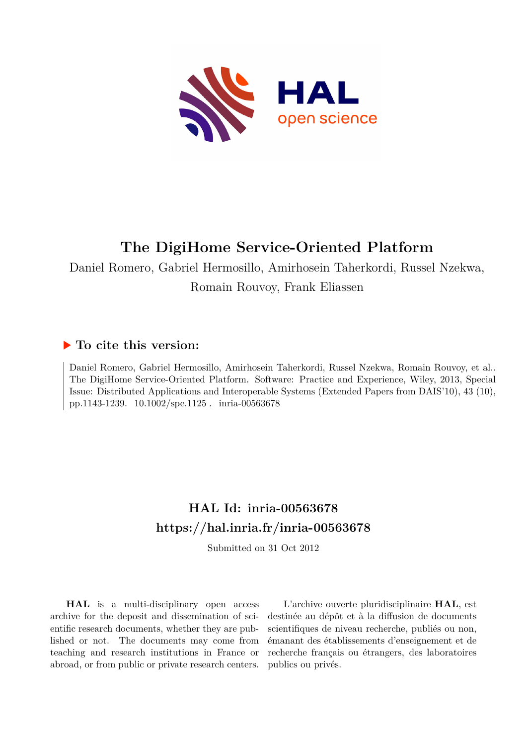# The DigiHome Service-Oriented Platform

Daniel Romero, Gabriel Hermosillo, Amirhosein Taherkordi, Russel Nzekwa, Romain Rouvoy, Frank Eliassen

## ▶ To cite this version:

Daniel Romero, Gabriel Hermosillo, Amirhosein Taherkordi, Russel Nzekwa, Romain Rouvoy, et al.. The DigiHome Service-Oriented Platform. Software: Practice and Experience, Wiley, 2013, Special Issue: Distributed Applications and Interoperable Systems (Extended Papers from DAIS'10), 43 (10), pp.1143-1239. 10.1002/spe.1125 . inria-00563678

## HAL Id: inria-00563678

## https://hal.inria.fr/inria-00563678

Submitted on 31 Oct 2012

**HAL** is a multi-disciplinary open access archive for the deposit and dissemination of scientific research documents, whether they are published or not. The documents may come from teaching and research institutions in France or abroad, or from public or private research centers.

L'archive ouverte pluridisciplinaire **HAL**, est destinée au dépôt et à la diffusion de documents scientifiques de niveau recherche, publiés ou non, émanant des établissements d'enseignement et de recherche français ou étrangers, des laboratoires publics ou privés.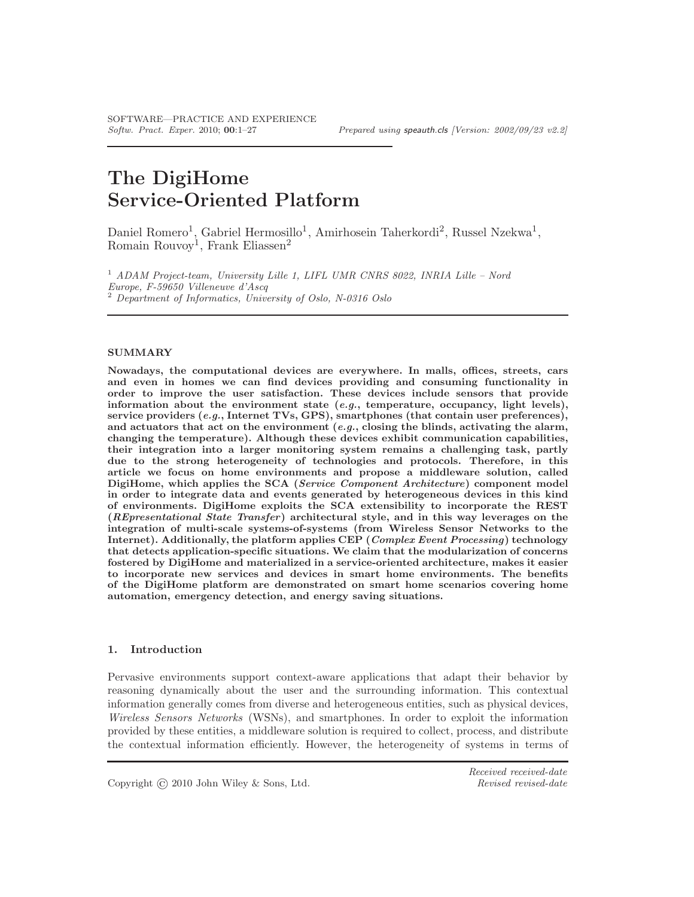# The DigiHome Service-Oriented Platform

Daniel Romero[1], Gabriel Hermosillo[1], Amirhosein Taherkordi[2], Russel Nzekwa[1], Romain Rouvoy[1], Frank Eliassen[2]

[1] *ADAM Project-team, University Lille 1, LIFL UMR CNRS 8022, INRIA Lille – Nord Europe, F-59650 Villeneuve d'Ascq*
[2] *Department of Informatics, University of Oslo, N-0316 Oslo*

## SUMMARY

**Nowadays, the computational devices are everywhere. In malls, offices, streets, cars and even in homes we can find devices providing and consuming functionality in order to improve the user satisfaction. These devices include sensors that provide information about the environment state (*e.g.*, temperature, occupancy, light levels), service providers (*e.g.*, Internet TVs, GPS), smartphones (that contain user preferences), and actuators that act on the environment (*e.g.*, closing the blinds, activating the alarm, changing the temperature). Although these devices exhibit communication capabilities, their integration into a larger monitoring system remains a challenging task, partly due to the strong heterogeneity of technologies and protocols. Therefore, in this article we focus on home environments and propose a middleware solution, called DigiHome, which applies the SCA (*Service Component Architecture*) component model in order to integrate data and events generated by heterogeneous devices in this kind of environments. DigiHome exploits the SCA extensibility to incorporate the REST (*REpresentational State Transfer*) architectural style, and in this way leverages on the integration of multi-scale systems-of-systems (from Wireless Sensor Networks to the Internet). Additionally, the platform applies CEP (*Complex Event Processing*) technology that detects application-specific situations. We claim that the modularization of concerns fostered by DigiHome and materialized in a service-oriented architecture, makes it easier to incorporate new services and devices in smart home environments. The benefits of the DigiHome platform are demonstrated on smart home scenarios covering home automation, emergency detection, and energy saving situations.**

## 1. Introduction

Pervasive environments support context-aware applications that adapt their behavior by reasoning dynamically about the user and the surrounding information. This contextual information generally comes from diverse and heterogeneous entities, such as physical devices, *Wireless Sensors Networks* (WSNs), and smartphones. In order to exploit the information provided by these entities, a middleware solution is required to collect, process, and distribute the contextual information efficiently. However, the heterogeneity of systems in terms of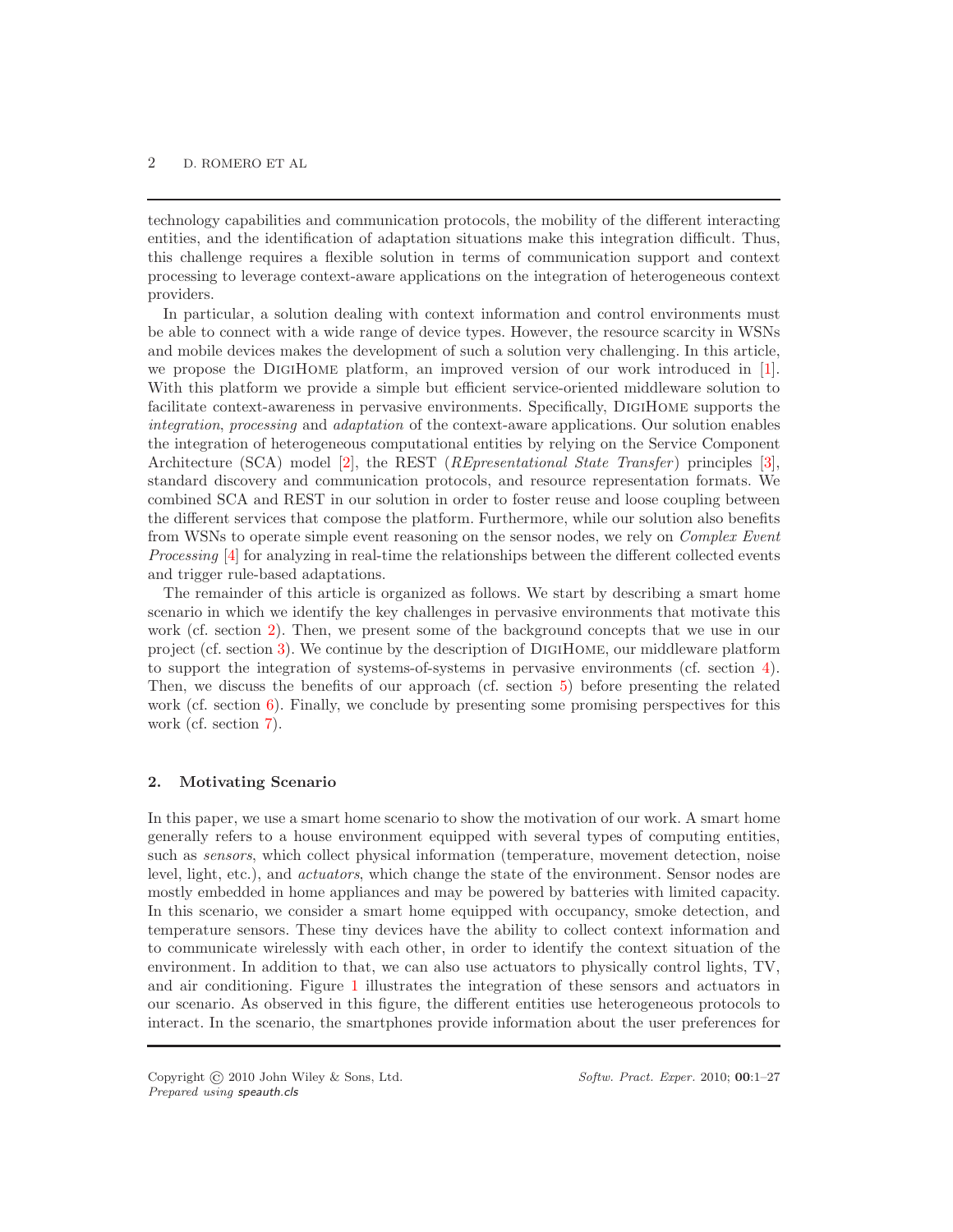technology capabilities and communication protocols, the mobility of the different interacting entities, and the identification of adaptation situations make this integration difficult. Thus, this challenge requires a flexible solution in terms of communication support and context processing to leverage context-aware applications on the integration of heterogeneous context providers.

In particular, a solution dealing with context information and control environments must be able to connect with a wide range of device types. However, the resource scarcity in WSNs and mobile devices makes the development of such a solution very challenging. In this article, we propose the DigiHome platform, an improved version of our work introduced in [1]. With this platform we provide a simple but efficient service-oriented middleware solution to facilitate context-awareness in pervasive environments. Specifically, DigiHome supports the *integration*, *processing* and *adaptation* of the context-aware applications. Our solution enables the integration of heterogeneous computational entities by relying on the Service Component Architecture (SCA) model [2], the REST (*REpresentational State Transfer*) principles [3], standard discovery and communication protocols, and resource representation formats. We combined SCA and REST in our solution in order to foster reuse and loose coupling between the different services that compose the platform. Furthermore, while our solution also benefits from WSNs to operate simple event reasoning on the sensor nodes, we rely on *Complex Event Processing* [4] for analyzing in real-time the relationships between the different collected events and trigger rule-based adaptations.

The remainder of this article is organized as follows. We start by describing a smart home scenario in which we identify the key challenges in pervasive environments that motivate this work (cf. section 2). Then, we present some of the background concepts that we use in our project (cf. section 3). We continue by the description of DigiHome, our middleware platform to support the integration of systems-of-systems in pervasive environments (cf. section 4). Then, we discuss the benefits of our approach (cf. section 5) before presenting the related work (cf. section 6). Finally, we conclude by presenting some promising perspectives for this work (cf. section 7).

## 2. Motivating Scenario

In this paper, we use a smart home scenario to show the motivation of our work. A smart home generally refers to a house environment equipped with several types of computing entities, such as *sensors*, which collect physical information (temperature, movement detection, noise level, light, etc.), and *actuators*, which change the state of the environment. Sensor nodes are mostly embedded in home appliances and may be powered by batteries with limited capacity. In this scenario, we consider a smart home equipped with occupancy, smoke detection, and temperature sensors. These tiny devices have the ability to collect context information and to communicate wirelessly with each other, in order to identify the context situation of the environment. In addition to that, we can also use actuators to physically control lights, TV, and air conditioning. Figure 1 illustrates the integration of these sensors and actuators in our scenario. As observed in this figure, the different entities use heterogeneous protocols to interact. In the scenario, the smartphones provide information about the user preferences for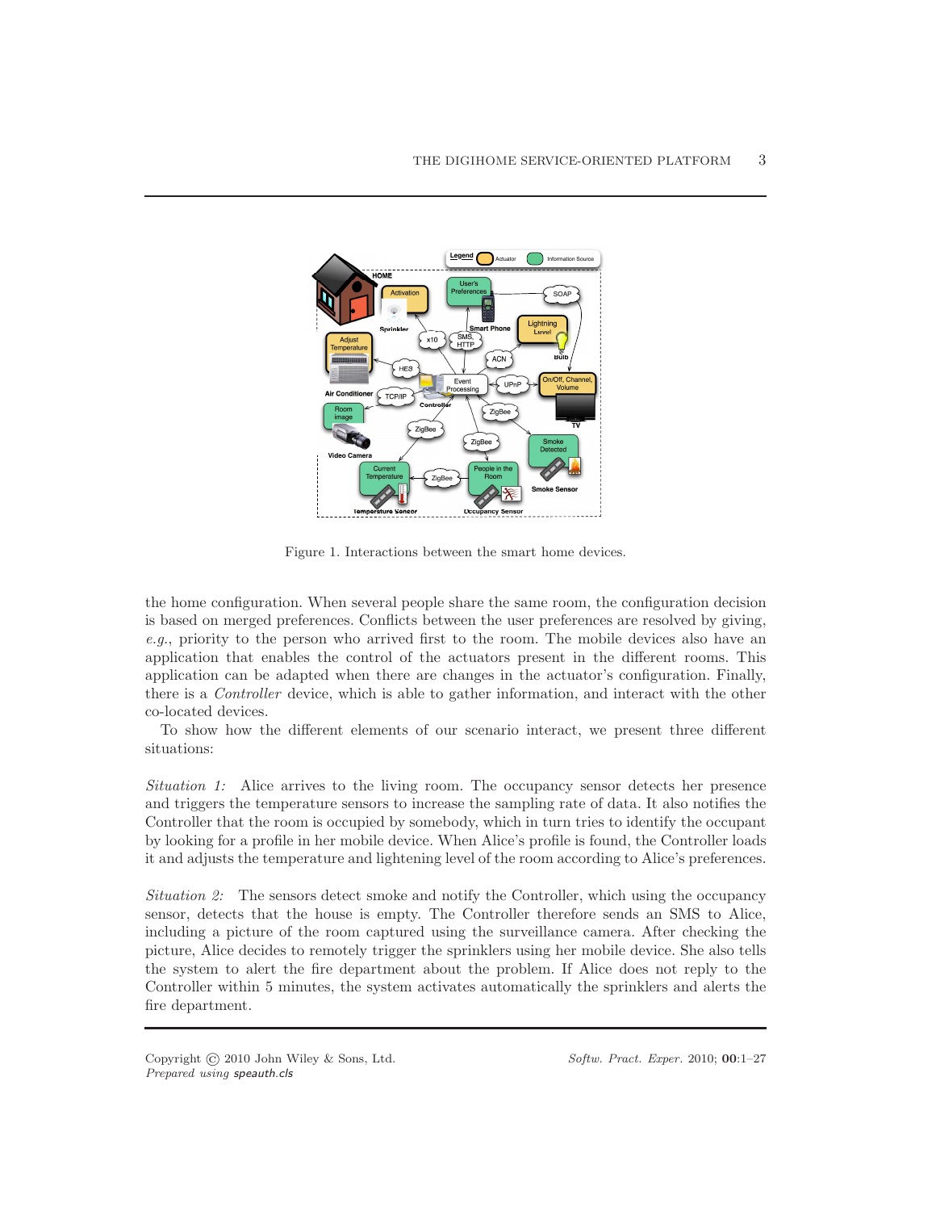Figure 1. Interactions between the smart home devices.

the home configuration. When several people share the same room, the configuration decision is based on merged preferences. Conflicts between the user preferences are resolved by giving, *e.g.*, priority to the person who arrived first to the room. The mobile devices also have an application that enables the control of the actuators present in the different rooms. This application can be adapted when there are changes in the actuator's configuration. Finally, there is a *Controller* device, which is able to gather information, and interact with the other co-located devices.

To show how the different elements of our scenario interact, we present three different situations:

*Situation 1:* Alice arrives to the living room. The occupancy sensor detects her presence and triggers the temperature sensors to increase the sampling rate of data. It also notifies the Controller that the room is occupied by somebody, which in turn tries to identify the occupant by looking for a profile in her mobile device. When Alice's profile is found, the Controller loads it and adjusts the temperature and lightening level of the room according to Alice's preferences.

*Situation 2:* The sensors detect smoke and notify the Controller, which using the occupancy sensor, detects that the house is empty. The Controller therefore sends an SMS to Alice, including a picture of the room captured using the surveillance camera. After checking the picture, Alice decides to remotely trigger the sprinklers using her mobile device. She also tells the system to alert the fire department about the problem. If Alice does not reply to the Controller within 5 minutes, the system activates automatically the sprinklers and alerts the fire department.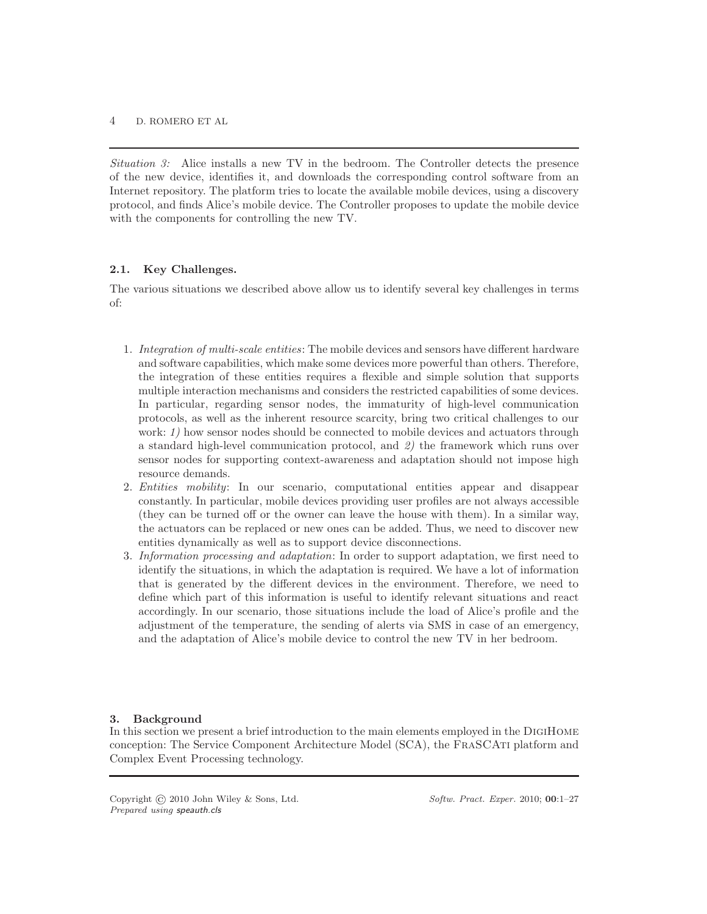*Situation 3:* Alice installs a new TV in the bedroom. The Controller detects the presence of the new device, identifies it, and downloads the corresponding control software from an Internet repository. The platform tries to locate the available mobile devices, using a discovery protocol, and finds Alice's mobile device. The Controller proposes to update the mobile device with the components for controlling the new TV.

### 2.1. Key Challenges.

The various situations we described above allow us to identify several key challenges in terms of:

1. *Integration of multi-scale entities*: The mobile devices and sensors have different hardware and software capabilities, which make some devices more powerful than others. Therefore, the integration of these entities requires a flexible and simple solution that supports multiple interaction mechanisms and considers the restricted capabilities of some devices. In particular, regarding sensor nodes, the immaturity of high-level communication protocols, as well as the inherent resource scarcity, bring two critical challenges to our work: *1)* how sensor nodes should be connected to mobile devices and actuators through a standard high-level communication protocol, and *2)* the framework which runs over sensor nodes for supporting context-awareness and adaptation should not impose high resource demands.
2. *Entities mobility*: In our scenario, computational entities appear and disappear constantly. In particular, mobile devices providing user profiles are not always accessible (they can be turned off or the owner can leave the house with them). In a similar way, the actuators can be replaced or new ones can be added. Thus, we need to discover new entities dynamically as well as to support device disconnections.
3. *Information processing and adaptation*: In order to support adaptation, we first need to identify the situations, in which the adaptation is required. We have a lot of information that is generated by the different devices in the environment. Therefore, we need to define which part of this information is useful to identify relevant situations and react accordingly. In our scenario, those situations include the load of Alice's profile and the adjustment of the temperature, the sending of alerts via SMS in case of an emergency, and the adaptation of Alice's mobile device to control the new TV in her bedroom.

## 3. Background

In this section we present a brief introduction to the main elements employed in the DigiHome conception: The Service Component Architecture Model (SCA), the FraSCAti platform and Complex Event Processing technology.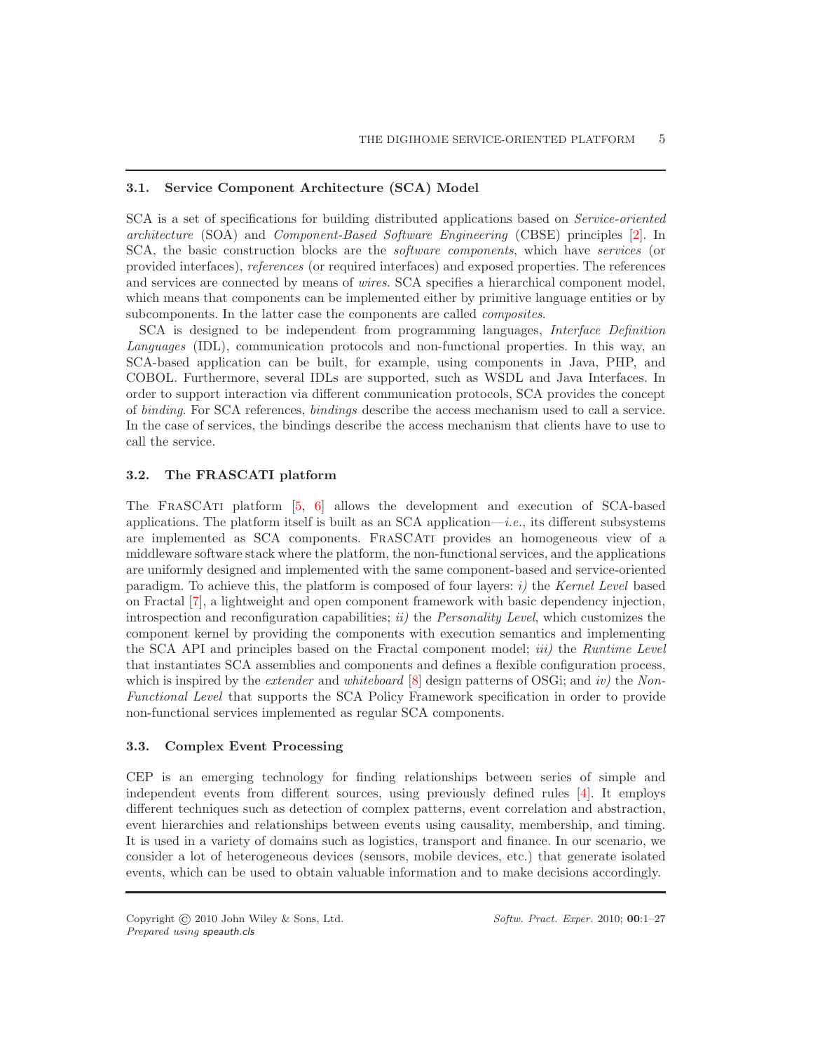### 3.1. Service Component Architecture (SCA) Model

SCA is a set of specifications for building distributed applications based on *Service-oriented architecture* (SOA) and *Component-Based Software Engineering* (CBSE) principles [2]. In SCA, the basic construction blocks are the *software components*, which have *services* (or provided interfaces), *references* (or required interfaces) and exposed properties. The references and services are connected by means of *wires*. SCA specifies a hierarchical component model, which means that components can be implemented either by primitive language entities or by subcomponents. In the latter case the components are called *composites*.

SCA is designed to be independent from programming languages, *Interface Definition Languages* (IDL), communication protocols and non-functional properties. In this way, an SCA-based application can be built, for example, using components in Java, PHP, and COBOL. Furthermore, several IDLs are supported, such as WSDL and Java Interfaces. In order to support interaction via different communication protocols, SCA provides the concept of *binding*. For SCA references, *bindings* describe the access mechanism used to call a service. In the case of services, the bindings describe the access mechanism that clients have to use to call the service.

### 3.2. The FRASCATI platform

The FraSCAti platform [5, 6] allows the development and execution of SCA-based applications. The platform itself is built as an SCA application—*i.e.*, its different subsystems are implemented as SCA components. FraSCAti provides an homogeneous view of a middleware software stack where the platform, the non-functional services, and the applications are uniformly designed and implemented with the same component-based and service-oriented paradigm. To achieve this, the platform is composed of four layers: *i)* the *Kernel Level* based on Fractal [7], a lightweight and open component framework with basic dependency injection, introspection and reconfiguration capabilities; *ii)* the *Personality Level*, which customizes the component kernel by providing the components with execution semantics and implementing the SCA API and principles based on the Fractal component model; *iii)* the *Runtime Level* that instantiates SCA assemblies and components and defines a flexible configuration process, which is inspired by the *extender* and *whiteboard* [8] design patterns of OSGi; and *iv)* the *Non-Functional Level* that supports the SCA Policy Framework specification in order to provide non-functional services implemented as regular SCA components.

### 3.3. Complex Event Processing

CEP is an emerging technology for finding relationships between series of simple and independent events from different sources, using previously defined rules [4]. It employs different techniques such as detection of complex patterns, event correlation and abstraction, event hierarchies and relationships between events using causality, membership, and timing. It is used in a variety of domains such as logistics, transport and finance. In our scenario, we consider a lot of heterogeneous devices (sensors, mobile devices, etc.) that generate isolated events, which can be used to obtain valuable information and to make decisions accordingly.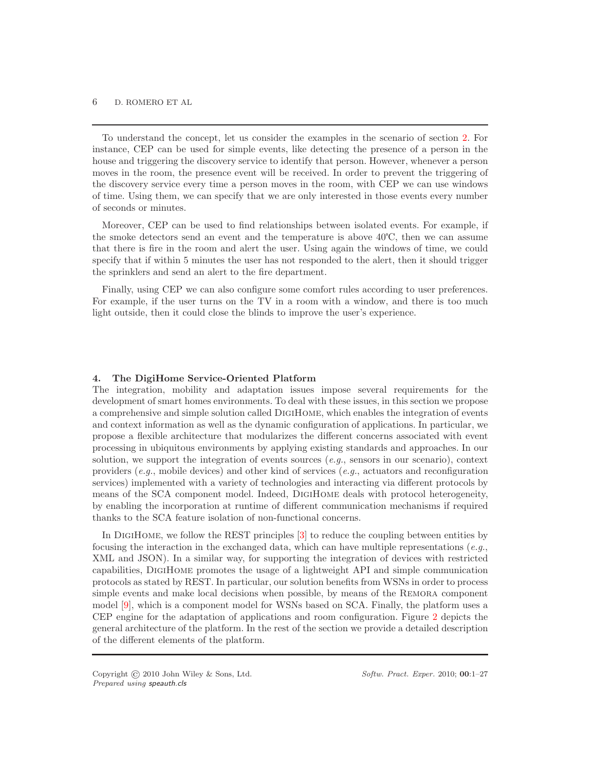To understand the concept, let us consider the examples in the scenario of section 2. For instance, CEP can be used for simple events, like detecting the presence of a person in the house and triggering the discovery service to identify that person. However, whenever a person moves in the room, the presence event will be received. In order to prevent the triggering of the discovery service every time a person moves in the room, with CEP we can use windows of time. Using them, we can specify that we are only interested in those events every number of seconds or minutes.

Moreover, CEP can be used to find relationships between isolated events. For example, if the smoke detectors send an event and the temperature is above 40℃, then we can assume that there is fire in the room and alert the user. Using again the windows of time, we could specify that if within 5 minutes the user has not responded to the alert, then it should trigger the sprinklers and send an alert to the fire department.

Finally, using CEP we can also configure some comfort rules according to user preferences. For example, if the user turns on the TV in a room with a window, and there is too much light outside, then it could close the blinds to improve the user's experience.

## 4. The DigiHome Service-Oriented Platform

The integration, mobility and adaptation issues impose several requirements for the development of smart homes environments. To deal with these issues, in this section we propose a comprehensive and simple solution called DigiHome, which enables the integration of events and context information as well as the dynamic configuration of applications. In particular, we propose a flexible architecture that modularizes the different concerns associated with event processing in ubiquitous environments by applying existing standards and approaches. In our solution, we support the integration of events sources (*e.g.*, sensors in our scenario), context providers (*e.g.*, mobile devices) and other kind of services (*e.g.*, actuators and reconfiguration services) implemented with a variety of technologies and interacting via different protocols by means of the SCA component model. Indeed, DigiHome deals with protocol heterogeneity, by enabling the incorporation at runtime of different communication mechanisms if required thanks to the SCA feature isolation of non-functional concerns.

In DigiHome, we follow the REST principles [3] to reduce the coupling between entities by focusing the interaction in the exchanged data, which can have multiple representations (*e.g.*, XML and JSON). In a similar way, for supporting the integration of devices with restricted capabilities, DigiHome promotes the usage of a lightweight API and simple communication protocols as stated by REST. In particular, our solution benefits from WSNs in order to process simple events and make local decisions when possible, by means of the Remora component model [9], which is a component model for WSNs based on SCA. Finally, the platform uses a CEP engine for the adaptation of applications and room configuration. Figure 2 depicts the general architecture of the platform. In the rest of the section we provide a detailed description of the different elements of the platform.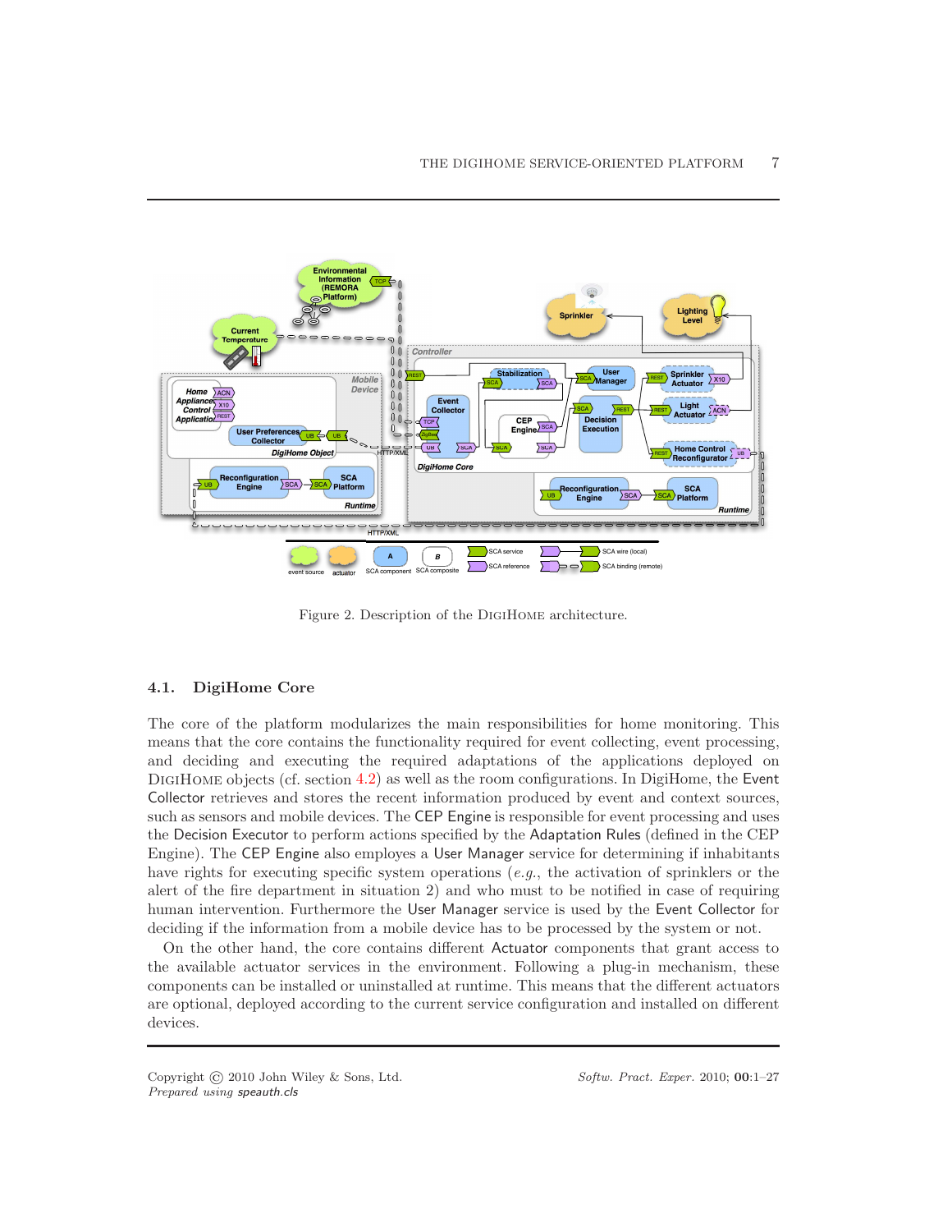Figure 2. Description of the DigiHome architecture.

## 4.1. DigiHome Core

The core of the platform modularizes the main responsibilities for home monitoring. This means that the core contains the functionality required for event collecting, event processing, and deciding and executing the required adaptations of the applications deployed on DigiHome objects (cf. section 4.2) as well as the room configurations. In DigiHome, the Event Collector retrieves and stores the recent information produced by event and context sources, such as sensors and mobile devices. The CEP Engine is responsible for event processing and uses the Decision Executor to perform actions specified by the Adaptation Rules (defined in the CEP Engine). The CEP Engine also employs a User Manager service for determining if inhabitants have rights for executing specific system operations (*e.g.*, the activation of sprinklers or the alert of the fire department in situation 2) and who must to be notified in case of requiring human intervention. Furthermore the User Manager service is used by the Event Collector for deciding if the information from a mobile device has to be processed by the system or not.

On the other hand, the core contains different Actuator components that grant access to the available actuator services in the environment. Following a plug-in mechanism, these components can be installed or uninstalled at runtime. This means that the different actuators are optional, deployed according to the current service configuration and installed on different devices.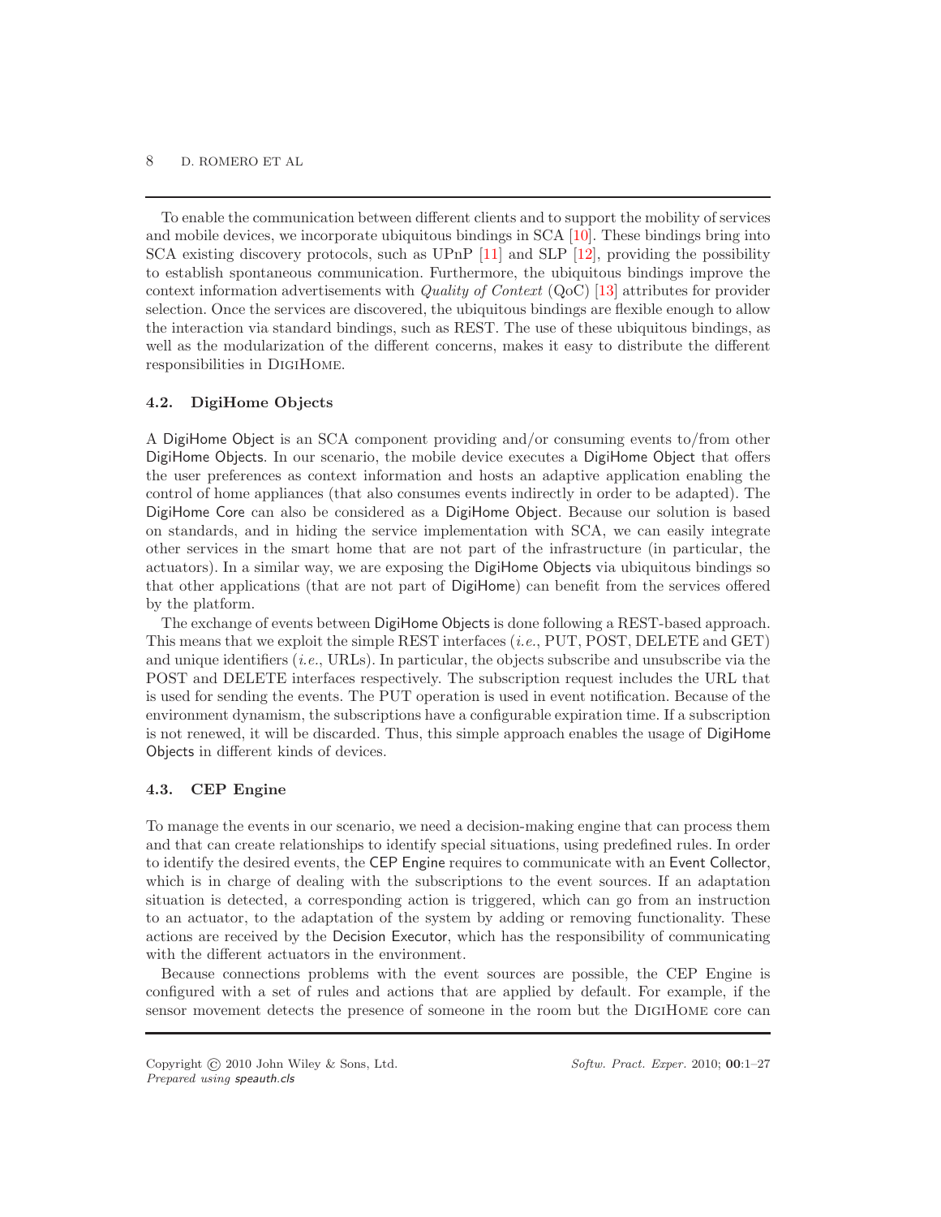To enable the communication between different clients and to support the mobility of services and mobile devices, we incorporate ubiquitous bindings in SCA [10]. These bindings bring into SCA existing discovery protocols, such as UPnP [11] and SLP [12], providing the possibility to establish spontaneous communication. Furthermore, the ubiquitous bindings improve the context information advertisements with *Quality of Context* (QoC) [13] attributes for provider selection. Once the services are discovered, the ubiquitous bindings are flexible enough to allow the interaction via standard bindings, such as REST. The use of these ubiquitous bindings, as well as the modularization of the different concerns, makes it easy to distribute the different responsibilities in DigiHome.

### 4.2. DigiHome Objects

A DigiHome Object is an SCA component providing and/or consuming events to/from other DigiHome Objects. In our scenario, the mobile device executes a DigiHome Object that offers the user preferences as context information and hosts an adaptive application enabling the control of home appliances (that also consumes events indirectly in order to be adapted). The DigiHome Core can also be considered as a DigiHome Object. Because our solution is based on standards, and in hiding the service implementation with SCA, we can easily integrate other services in the smart home that are not part of the infrastructure (in particular, the actuators). In a similar way, we are exposing the DigiHome Objects via ubiquitous bindings so that other applications (that are not part of DigiHome) can benefit from the services offered by the platform.

The exchange of events between DigiHome Objects is done following a REST-based approach. This means that we exploit the simple REST interfaces (*i.e.*, PUT, POST, DELETE and GET) and unique identifiers (*i.e.*, URLs). In particular, the objects subscribe and unsubscribe via the POST and DELETE interfaces respectively. The subscription request includes the URL that is used for sending the events. The PUT operation is used in event notification. Because of the environment dynamism, the subscriptions have a configurable expiration time. If a subscription is not renewed, it will be discarded. Thus, this simple approach enables the usage of DigiHome Objects in different kinds of devices.

### 4.3. CEP Engine

To manage the events in our scenario, we need a decision-making engine that can process them and that can create relationships to identify special situations, using predefined rules. In order to identify the desired events, the CEP Engine requires to communicate with an Event Collector, which is in charge of dealing with the subscriptions to the event sources. If an adaptation situation is detected, a corresponding action is triggered, which can go from an instruction to an actuator, to the adaptation of the system by adding or removing functionality. These actions are received by the Decision Executor, which has the responsibility of communicating with the different actuators in the environment.

Because connections problems with the event sources are possible, the CEP Engine is configured with a set of rules and actions that are applied by default. For example, if the sensor movement detects the presence of someone in the room but the DigiHome core can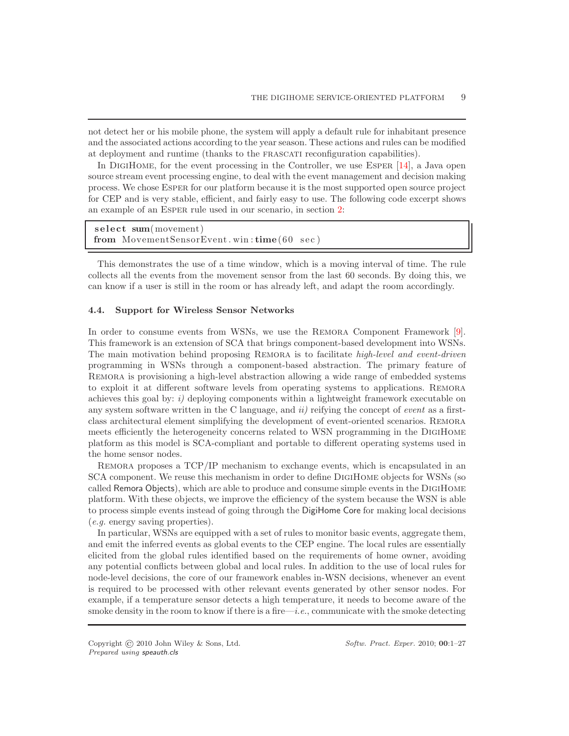not detect her or his mobile phone, the system will apply a default rule for inhabitant presence and the associated actions according to the year season. These actions and rules can be modified at deployment and runtime (thanks to the FRASCATI reconfiguration capabilities).

In DIGIHOME, for the event processing in the Controller, we use ESPER [14], a Java open source stream event processing engine, to deal with the event management and decision making process. We chose ESPER for our platform because it is the most supported open source project for CEP and is very stable, efficient, and fairly easy to use. The following code excerpt shows an example of an ESPER rule used in our scenario, in section 2:

```
select sum(movement)
from MovementSensorEvent.win:time(60 sec)
```

This demonstrates the use of a time window, which is a moving interval of time. The rule collects all the events from the movement sensor from the last 60 seconds. By doing this, we can know if a user is still in the room or has already left, and adapt the room accordingly.

### 4.4. Support for Wireless Sensor Networks

In order to consume events from WSNs, we use the REMORA Component Framework [9]. This framework is an extension of SCA that brings component-based development into WSNs. The main motivation behind proposing REMORA is to facilitate *high-level and event-driven* programming in WSNs through a component-based abstraction. The primary feature of REMORA is provisioning a high-level abstraction allowing a wide range of embedded systems to exploit it at different software levels from operating systems to applications. REMORA achieves this goal by: *i)* deploying components within a lightweight framework executable on any system software written in the C language, and *ii)* reifying the concept of *event* as a first-class architectural element simplifying the development of event-oriented scenarios. REMORA meets efficiently the heterogeneity concerns related to WSN programming in the DIGIHOME platform as this model is SCA-compliant and portable to different operating systems used in the home sensor nodes.

REMORA proposes a TCP/IP mechanism to exchange events, which is encapsulated in an SCA component. We reuse this mechanism in order to define DIGIHOME objects for WSNs (so called Remora Objects), which are able to produce and consume simple events in the DIGIHOME platform. With these objects, we improve the efficiency of the system because the WSN is able to process simple events instead of going through the DigiHome Core for making local decisions (*e.g.* energy saving properties).

In particular, WSNs are equipped with a set of rules to monitor basic events, aggregate them, and emit the inferred events as global events to the CEP engine. The local rules are essentially elicited from the global rules identified based on the requirements of home owner, avoiding any potential conflicts between global and local rules. In addition to the use of local rules for node-level decisions, the core of our framework enables in-WSN decisions, whenever an event is required to be processed with other relevant events generated by other sensor nodes. For example, if a temperature sensor detects a high temperature, it needs to become aware of the smoke density in the room to know if there is a fire—*i.e.*, communicate with the smoke detecting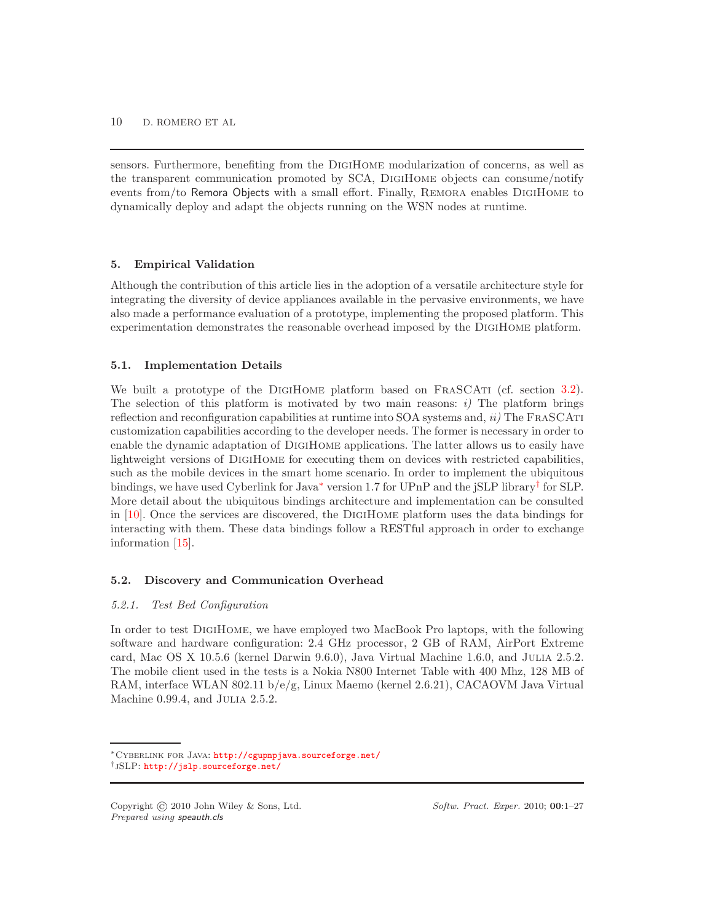sensors. Furthermore, benefiting from the DigiHome modularization of concerns, as well as the transparent communication promoted by SCA, DigiHome objects can consume/notify events from/to Remora Objects with a small effort. Finally, Remora enables DigiHome to dynamically deploy and adapt the objects running on the WSN nodes at runtime.

## 5. Empirical Validation

Although the contribution of this article lies in the adoption of a versatile architecture style for integrating the diversity of device appliances available in the pervasive environments, we have also made a performance evaluation of a prototype, implementing the proposed platform. This experimentation demonstrates the reasonable overhead imposed by the DigiHome platform.

### 5.1. Implementation Details

We built a prototype of the DigiHome platform based on FraSCAti (cf. section 3.2). The selection of this platform is motivated by two main reasons: *i)* The platform brings reflection and reconfiguration capabilities at runtime into SOA systems and, *ii)* The FraSCAti customization capabilities according to the developer needs. The former is necessary in order to enable the dynamic adaptation of DigiHome applications. The latter allows us to easily have lightweight versions of DigiHome for executing them on devices with restricted capabilities, such as the mobile devices in the smart home scenario. In order to implement the ubiquitous bindings, we have used Cyberlink for Java* version 1.7 for UPnP and the jSLP library† for SLP. More detail about the ubiquitous bindings architecture and implementation can be consulted in [10]. Once the services are discovered, the DigiHome platform uses the data bindings for interacting with them. These data bindings follow a RESTful approach in order to exchange information [15].

### 5.2. Discovery and Communication Overhead

#### *5.2.1. Test Bed Configuration*

In order to test DigiHome, we have employed two MacBook Pro laptops, with the following software and hardware configuration: 2.4 GHz processor, 2 GB of RAM, AirPort Extreme card, Mac OS X 10.5.6 (kernel Darwin 9.6.0), Java Virtual Machine 1.6.0, and Julia 2.5.2. The mobile client used in the tests is a Nokia N800 Internet Table with 400 Mhz, 128 MB of RAM, interface WLAN 802.11 b/e/g, Linux Maemo (kernel 2.6.21), CACAOVM Java Virtual Machine 0.99.4, and Julia 2.5.2.

---

*Cyberlink for Java: http://cgupnpjava.sourceforge.net/

†jSLP: http://jslp.sourceforge.net/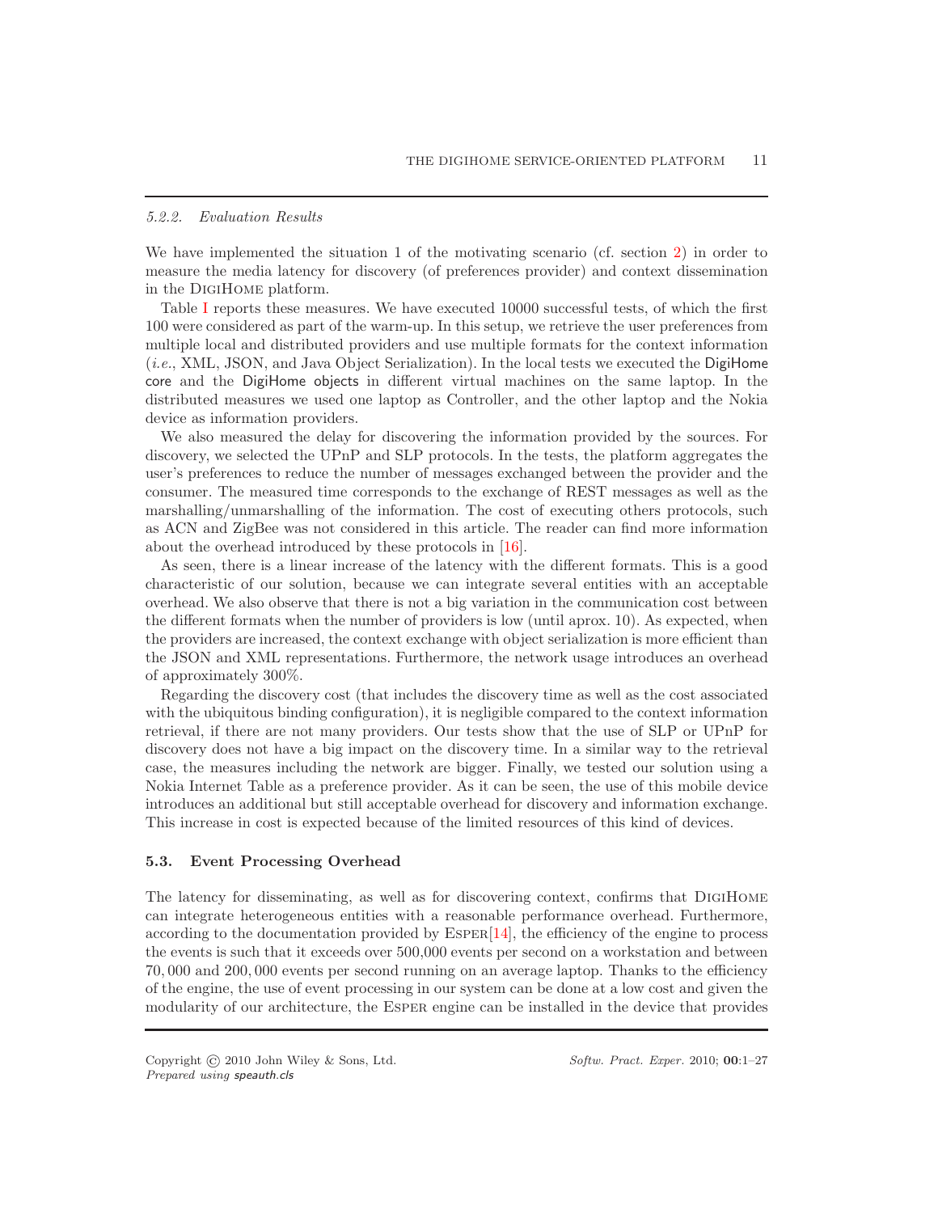#### 5.2.2. Evaluation Results

We have implemented the situation 1 of the motivating scenario (cf. section 2) in order to measure the media latency for discovery (of preferences provider) and context dissemination in the DigiHome platform.

Table I reports these measures. We have executed 10000 successful tests, of which the first 100 were considered as part of the warm-up. In this setup, we retrieve the user preferences from multiple local and distributed providers and use multiple formats for the context information (*i.e.*, XML, JSON, and Java Object Serialization). In the local tests we executed the DigiHome core and the DigiHome objects in different virtual machines on the same laptop. In the distributed measures we used one laptop as Controller, and the other laptop and the Nokia device as information providers.

We also measured the delay for discovering the information provided by the sources. For discovery, we selected the UPnP and SLP protocols. In the tests, the platform aggregates the user's preferences to reduce the number of messages exchanged between the provider and the consumer. The measured time corresponds to the exchange of REST messages as well as the marshalling/unmarshalling of the information. The cost of executing others protocols, such as ACN and ZigBee was not considered in this article. The reader can find more information about the overhead introduced by these protocols in [16].

As seen, there is a linear increase of the latency with the different formats. This is a good characteristic of our solution, because we can integrate several entities with an acceptable overhead. We also observe that there is not a big variation in the communication cost between the different formats when the number of providers is low (until aprox. 10). As expected, when the providers are increased, the context exchange with object serialization is more efficient than the JSON and XML representations. Furthermore, the network usage introduces an overhead of approximately 300%.

Regarding the discovery cost (that includes the discovery time as well as the cost associated with the ubiquitous binding configuration), it is negligible compared to the context information retrieval, if there are not many providers. Our tests show that the use of SLP or UPnP for discovery does not have a big impact on the discovery time. In a similar way to the retrieval case, the measures including the network are bigger. Finally, we tested our solution using a Nokia Internet Table as a preference provider. As it can be seen, the use of this mobile device introduces an additional but still acceptable overhead for discovery and information exchange. This increase in cost is expected because of the limited resources of this kind of devices.

### 5.3. Event Processing Overhead

The latency for disseminating, as well as for discovering context, confirms that DigiHome can integrate heterogeneous entities with a reasonable performance overhead. Furthermore, according to the documentation provided by Esper[14], the efficiency of the engine to process the events is such that it exceeds over 500,000 events per second on a workstation and between $70,000$ and $200,000$ events per second running on an average laptop. Thanks to the efficiency of the engine, the use of event processing in our system can be done at a low cost and given the modularity of our architecture, the Esper engine can be installed in the device that provides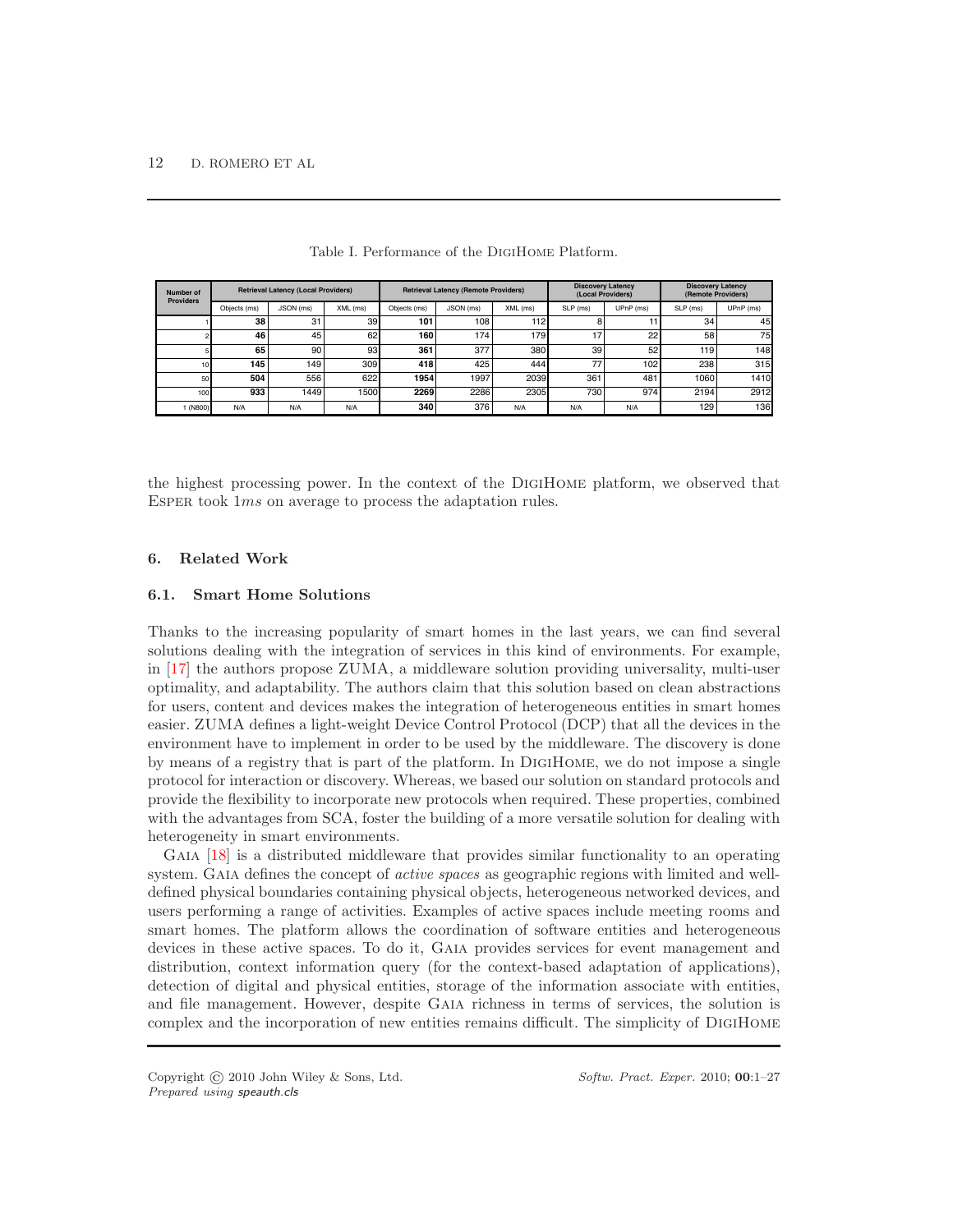Table I. Performance of the DigiHome Platform.

| Number of Providers | Retrieval Latency (Local Providers) | | | Retrieval Latency (Remote Providers) | | | Discovery Latency (Local Providers) | | Discovery Latency (Remote Providers) | |
|---|---|---|---|---|---|---|---|---|---|---|
| | Objects (ms) | JSON (ms) | XML (ms) | Objects (ms) | JSON (ms) | XML (ms) | SLP (ms) | UPnP (ms) | SLP (ms) | UPnP (ms) |
| 1 | **38** | 31 | 39 | **101** | 108 | 112 | 8 | 11 | 34 | 45 |
| 2 | **46** | 45 | 62 | **160** | 174 | 179 | 17 | 22 | 58 | 75 |
| 5 | **65** | 90 | 93 | **361** | 377 | 380 | 39 | 52 | 119 | 148 |
| 10 | **145** | 149 | 309 | **418** | 425 | 444 | 77 | 102 | 238 | 315 |
| 50 | **504** | 556 | 622 | **1954** | 1997 | 2039 | 361 | 481 | 1060 | 1410 |
| 100 | **933** | 1449 | 1500 | **2269** | 2286 | 2305 | 730 | 974 | 2194 | 2912 |
| 1 (N800) | N/A | N/A | N/A | **340** | 376 | N/A | N/A | N/A | 129 | 136 |

the highest processing power. In the context of the DigiHome platform, we observed that Esper took $1ms$ on average to process the adaptation rules.

## 6. Related Work

### 6.1. Smart Home Solutions

Thanks to the increasing popularity of smart homes in the last years, we can find several solutions dealing with the integration of services in this kind of environments. For example, in [17] the authors propose ZUMA, a middleware solution providing universality, multi-user optimality, and adaptability. The authors claim that this solution based on clean abstractions for users, content and devices makes the integration of heterogeneous entities in smart homes easier. ZUMA defines a light-weight Device Control Protocol (DCP) that all the devices in the environment have to implement in order to be used by the middleware. The discovery is done by means of a registry that is part of the platform. In DigiHome, we do not impose a single protocol for interaction or discovery. Whereas, we based our solution on standard protocols and provide the flexibility to incorporate new protocols when required. These properties, combined with the advantages from SCA, foster the building of a more versatile solution for dealing with heterogeneity in smart environments.

Gaia [18] is a distributed middleware that provides similar functionality to an operating system. Gaia defines the concept of *active spaces* as geographic regions with limited and well-defined physical boundaries containing physical objects, heterogeneous networked devices, and users performing a range of activities. Examples of active spaces include meeting rooms and smart homes. The platform allows the coordination of software entities and heterogeneous devices in these active spaces. To do it, Gaia provides services for event management and distribution, context information query (for the context-based adaptation of applications), detection of digital and physical entities, storage of the information associate with entities, and file management. However, despite Gaia richness in terms of services, the solution is complex and the incorporation of new entities remains difficult. The simplicity of DigiHome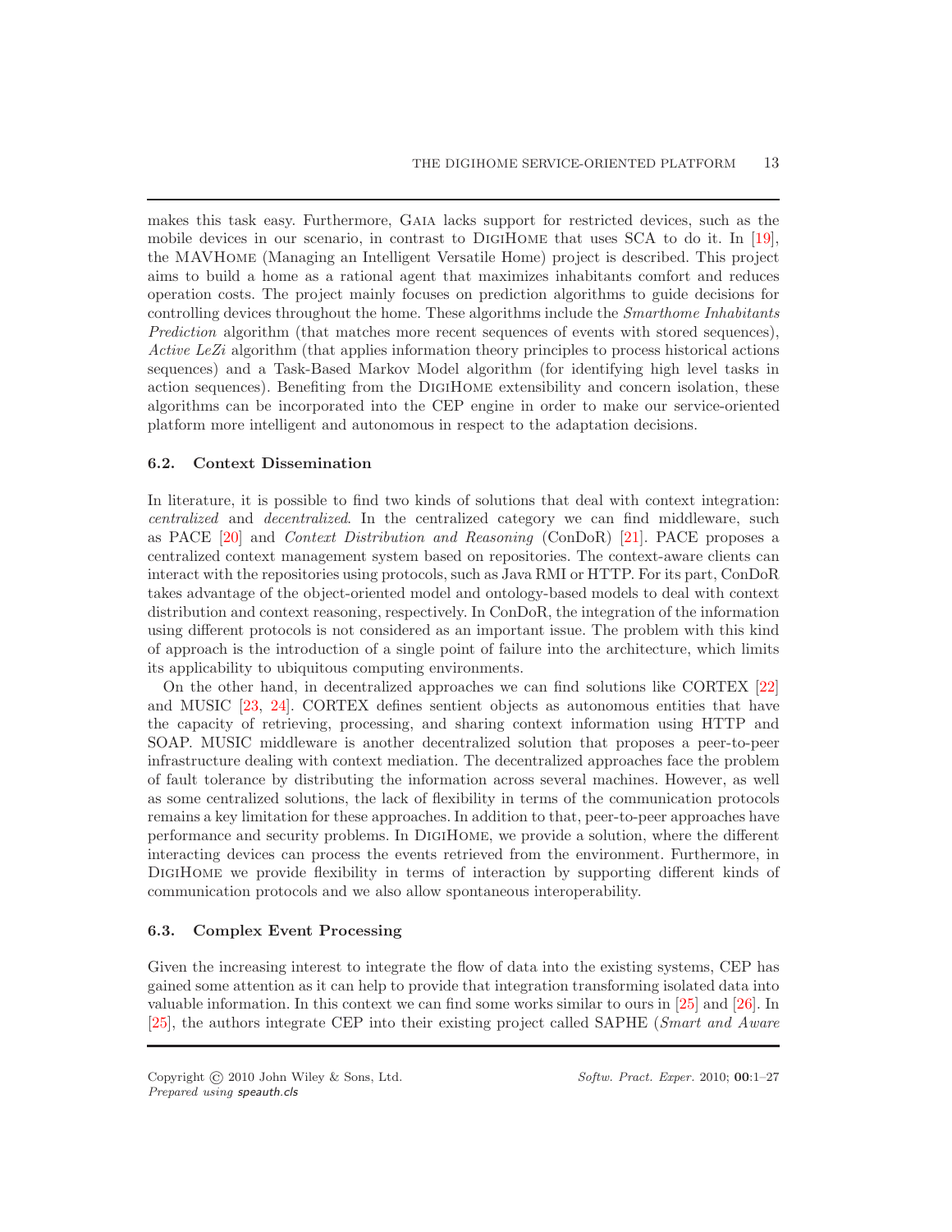makes this task easy. Furthermore, Gaia lacks support for restricted devices, such as the mobile devices in our scenario, in contrast to DigiHome that uses SCA to do it. In [19], the MAVHome (Managing an Intelligent Versatile Home) project is described. This project aims to build a home as a rational agent that maximizes inhabitants comfort and reduces operation costs. The project mainly focuses on prediction algorithms to guide decisions for controlling devices throughout the home. These algorithms include the *Smarthome Inhabitants Prediction* algorithm (that matches more recent sequences of events with stored sequences), *Active LeZi* algorithm (that applies information theory principles to process historical actions sequences) and a Task-Based Markov Model algorithm (for identifying high level tasks in action sequences). Benefiting from the DigiHome extensibility and concern isolation, these algorithms can be incorporated into the CEP engine in order to make our service-oriented platform more intelligent and autonomous in respect to the adaptation decisions.

### 6.2. Context Dissemination

In literature, it is possible to find two kinds of solutions that deal with context integration: *centralized* and *decentralized*. In the centralized category we can find middleware, such as PACE [20] and *Context Distribution and Reasoning* (ConDoR) [21]. PACE proposes a centralized context management system based on repositories. The context-aware clients can interact with the repositories using protocols, such as Java RMI or HTTP. For its part, ConDoR takes advantage of the object-oriented model and ontology-based models to deal with context distribution and context reasoning, respectively. In ConDoR, the integration of the information using different protocols is not considered as an important issue. The problem with this kind of approach is the introduction of a single point of failure into the architecture, which limits its applicability to ubiquitous computing environments.

On the other hand, in decentralized approaches we can find solutions like CORTEX [22] and MUSIC [23, 24]. CORTEX defines sentient objects as autonomous entities that have the capacity of retrieving, processing, and sharing context information using HTTP and SOAP. MUSIC middleware is another decentralized solution that proposes a peer-to-peer infrastructure dealing with context mediation. The decentralized approaches face the problem of fault tolerance by distributing the information across several machines. However, as well as some centralized solutions, the lack of flexibility in terms of the communication protocols remains a key limitation for these approaches. In addition to that, peer-to-peer approaches have performance and security problems. In DigiHome, we provide a solution, where the different interacting devices can process the events retrieved from the environment. Furthermore, in DigiHome we provide flexibility in terms of interaction by supporting different kinds of communication protocols and we also allow spontaneous interoperability.

### 6.3. Complex Event Processing

Given the increasing interest to integrate the flow of data into the existing systems, CEP has gained some attention as it can help to provide that integration transforming isolated data into valuable information. In this context we can find some works similar to ours in [25] and [26]. In [25], the authors integrate CEP into their existing project called SAPHE (*Smart and Aware*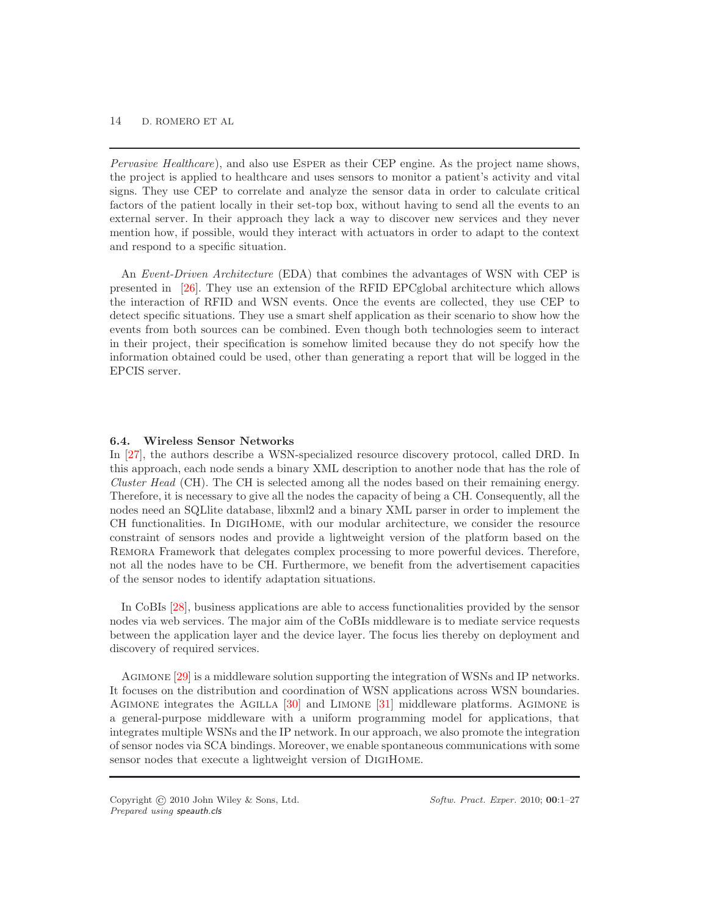*Pervasive Healthcare*), and also use Esper as their CEP engine. As the project name shows, the project is applied to healthcare and uses sensors to monitor a patient's activity and vital signs. They use CEP to correlate and analyze the sensor data in order to calculate critical factors of the patient locally in their set-top box, without having to send all the events to an external server. In their approach they lack a way to discover new services and they never mention how, if possible, would they interact with actuators in order to adapt to the context and respond to a specific situation.

An *Event-Driven Architecture* (EDA) that combines the advantages of WSN with CEP is presented in [26]. They use an extension of the RFID EPCglobal architecture which allows the interaction of RFID and WSN events. Once the events are collected, they use CEP to detect specific situations. They use a smart shelf application as their scenario to show how the events from both sources can be combined. Even though both technologies seem to interact in their project, their specification is somehow limited because they do not specify how the information obtained could be used, other than generating a report that will be logged in the EPCIS server.

### 6.4. Wireless Sensor Networks

In [27], the authors describe a WSN-specialized resource discovery protocol, called DRD. In this approach, each node sends a binary XML description to another node that has the role of *Cluster Head* (CH). The CH is selected among all the nodes based on their remaining energy. Therefore, it is necessary to give all the nodes the capacity of being a CH. Consequently, all the nodes need an SQLlite database, libxml2 and a binary XML parser in order to implement the CH functionalities. In DigiHome, with our modular architecture, we consider the resource constraint of sensors nodes and provide a lightweight version of the platform based on the Remora Framework that delegates complex processing to more powerful devices. Therefore, not all the nodes have to be CH. Furthermore, we benefit from the advertisement capacities of the sensor nodes to identify adaptation situations.

In CoBIs [28], business applications are able to access functionalities provided by the sensor nodes via web services. The major aim of the CoBIs middleware is to mediate service requests between the application layer and the device layer. The focus lies thereby on deployment and discovery of required services.

Agimone [29] is a middleware solution supporting the integration of WSNs and IP networks. It focuses on the distribution and coordination of WSN applications across WSN boundaries. Agimone integrates the Agilla [30] and Limone [31] middleware platforms. Agimone is a general-purpose middleware with a uniform programming model for applications, that integrates multiple WSNs and the IP network. In our approach, we also promote the integration of sensor nodes via SCA bindings. Moreover, we enable spontaneous communications with some sensor nodes that execute a lightweight version of DigiHome.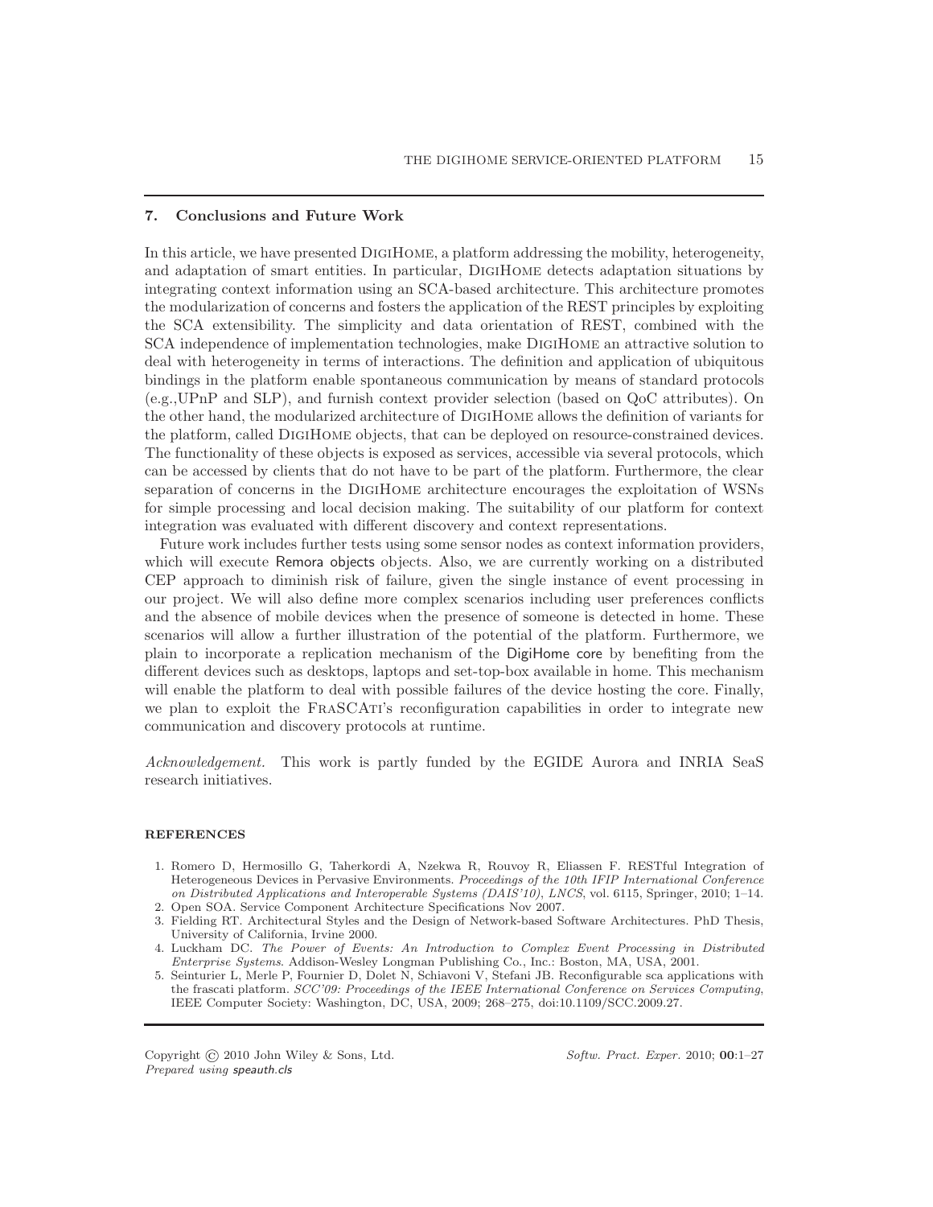## 7. Conclusions and Future Work

In this article, we have presented DigiHome, a platform addressing the mobility, heterogeneity, and adaptation of smart entities. In particular, DigiHome detects adaptation situations by integrating context information using an SCA-based architecture. This architecture promotes the modularization of concerns and fosters the application of the REST principles by exploiting the SCA extensibility. The simplicity and data orientation of REST, combined with the SCA independence of implementation technologies, make DigiHome an attractive solution to deal with heterogeneity in terms of interactions. The definition and application of ubiquitous bindings in the platform enable spontaneous communication by means of standard protocols (e.g.,UPnP and SLP), and furnish context provider selection (based on QoC attributes). On the other hand, the modularized architecture of DigiHome allows the definition of variants for the platform, called DigiHome objects, that can be deployed on resource-constrained devices. The functionality of these objects is exposed as services, accessible via several protocols, which can be accessed by clients that do not have to be part of the platform. Furthermore, the clear separation of concerns in the DigiHome architecture encourages the exploitation of WSNs for simple processing and local decision making. The suitability of our platform for context integration was evaluated with different discovery and context representations.

Future work includes further tests using some sensor nodes as context information providers, which will execute Remora objects objects. Also, we are currently working on a distributed CEP approach to diminish risk of failure, given the single instance of event processing in our project. We will also define more complex scenarios including user preferences conflicts and the absence of mobile devices when the presence of someone is detected in home. These scenarios will allow a further illustration of the potential of the platform. Furthermore, we plain to incorporate a replication mechanism of the DigiHome core by benefiting from the different devices such as desktops, laptops and set-top-box available in home. This mechanism will enable the platform to deal with possible failures of the device hosting the core. Finally, we plan to exploit the FraSCAti's reconfiguration capabilities in order to integrate new communication and discovery protocols at runtime.

*Acknowledgement.* This work is partly funded by the EGIDE Aurora and INRIA SeaS research initiatives.

### REFERENCES

1. Romero D, Hermosillo G, Taherkordi A, Nzekwa R, Rouvoy R, Eliassen F. RESTful Integration of Heterogeneous Devices in Pervasive Environments. *Proceedings of the 10th IFIP International Conference on Distributed Applications and Interoperable Systems (DAIS'10)*, *LNCS*, vol. 6115, Springer, 2010; 1–14.
2. Open SOA. Service Component Architecture Specifications Nov 2007.
3. Fielding RT. Architectural Styles and the Design of Network-based Software Architectures. PhD Thesis, University of California, Irvine 2000.
4. Luckham DC. *The Power of Events: An Introduction to Complex Event Processing in Distributed Enterprise Systems*. Addison-Wesley Longman Publishing Co., Inc.: Boston, MA, USA, 2001.
5. Seinturier L, Merle P, Fournier D, Dolet N, Schiavoni V, Stefani JB. Reconfigurable sca applications with the frascati platform. *SCC'09: Proceedings of the IEEE International Conference on Services Computing*, IEEE Computer Society: Washington, DC, USA, 2009; 268–275, doi:10.1109/SCC.2009.27.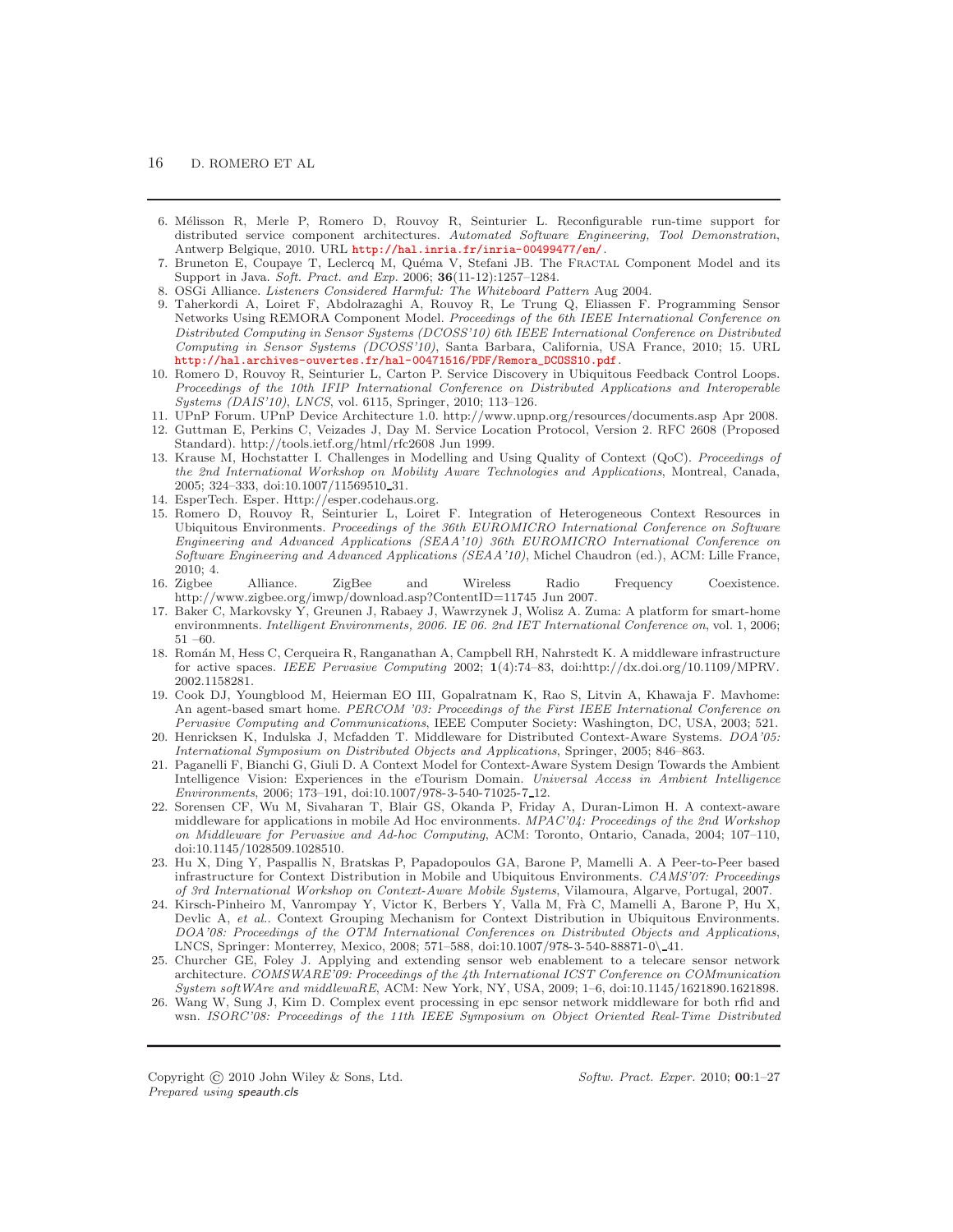6. Mélisson R, Merle P, Romero D, Rouvoy R, Seinturier L. Reconfigurable run-time support for distributed service component architectures. *Automated Software Engineering, Tool Demonstration*, Antwerp Belgique, 2010. URL http://hal.inria.fr/inria-00499477/en/.
7. Bruneton E, Coupaye T, Leclercq M, Quéma V, Stefani JB. The FRACTAL Component Model and its Support in Java. *Soft. Pract. and Exp.* 2006; **36**(11-12):1257–1284.
8. OSGi Alliance. *Listeners Considered Harmful: The Whiteboard Pattern* Aug 2004.
9. Taherkordi A, Loiret F, Abdolrazaghi A, Rouvoy R, Le Trung Q, Eliassen F. Programming Sensor Networks Using REMORA Component Model. *Proceedings of the 6th IEEE International Conference on Distributed Computing in Sensor Systems (DCOSS'10) 6th IEEE International Conference on Distributed Computing in Sensor Systems (DCOSS'10)*, Santa Barbara, California, USA France, 2010; 15. URL http://hal.archives-ouvertes.fr/hal-00471516/PDF/Remora_DCOSS10.pdf.
10. Romero D, Rouvoy R, Seinturier L, Carton P. Service Discovery in Ubiquitous Feedback Control Loops. *Proceedings of the 10th IFIP International Conference on Distributed Applications and Interoperable Systems (DAIS'10)*, *LNCS*, vol. 6115, Springer, 2010; 113–126.
11. UPnP Forum. UPnP Device Architecture 1.0. http://www.upnp.org/resources/documents.asp Apr 2008.
12. Guttman E, Perkins C, Veizades J, Day M. Service Location Protocol, Version 2. RFC 2608 (Proposed Standard). http://tools.ietf.org/html/rfc2608 Jun 1999.
13. Krause M, Hochstatter I. Challenges in Modelling and Using Quality of Context (QoC). *Proceedings of the 2nd International Workshop on Mobility Aware Technologies and Applications*, Montreal, Canada, 2005; 324–333, doi:10.1007/11569510_31.
14. EsperTech. Esper. Http://esper.codehaus.org.
15. Romero D, Rouvoy R, Seinturier L, Loiret F. Integration of Heterogeneous Context Resources in Ubiquitous Environments. *Proceedings of the 36th EUROMICRO International Conference on Software Engineering and Advanced Applications (SEAA'10) 36th EUROMICRO International Conference on Software Engineering and Advanced Applications (SEAA'10)*, Michel Chaudron (ed.), ACM: Lille France, 2010; 4.
16. Zigbee Alliance. ZigBee and Wireless Radio Frequency Coexistence. http://www.zigbee.org/imwp/download.asp?ContentID=11745 Jun 2007.
17. Baker C, Markovsky Y, Greunen J, Rabaey J, Wawrzynek J, Wolisz A. Zuma: A platform for smart-home environmnents. *Intelligent Environments, 2006. IE 06. 2nd IET International Conference on*, vol. 1, 2006; 51 –60.
18. Román M, Hess C, Cerqueira R, Ranganathan A, Campbell RH, Nahrstedt K. A middleware infrastructure for active spaces. *IEEE Pervasive Computing* 2002; **1**(4):74–83, doi:http://dx.doi.org/10.1109/MPRV.2002.1158281.
19. Cook DJ, Youngblood M, Heierman EO III, Gopalratnam K, Rao S, Litvin A, Khawaja F. Mavhome: An agent-based smart home. *PERCOM '03: Proceedings of the First IEEE International Conference on Pervasive Computing and Communications*, IEEE Computer Society: Washington, DC, USA, 2003; 521.
20. Henricksen K, Indulska J, Mcfadden T. Middleware for Distributed Context-Aware Systems. *DOA'05: International Symposium on Distributed Objects and Applications*, Springer, 2005; 846–863.
21. Paganelli F, Bianchi G, Giuli D. A Context Model for Context-Aware System Design Towards the Ambient Intelligence Vision: Experiences in the eTourism Domain. *Universal Access in Ambient Intelligence Environments*, 2006; 173–191, doi:10.1007/978-3-540-71025-7_12.
22. Sorensen CF, Wu M, Sivaharan T, Blair GS, Okanda P, Friday A, Duran-Limon H. A context-aware middleware for applications in mobile Ad Hoc environments. *MPAC'04: Proceedings of the 2nd Workshop on Middleware for Pervasive and Ad-hoc Computing*, ACM: Toronto, Ontario, Canada, 2004; 107–110, doi:10.1145/1028509.1028510.
23. Hu X, Ding Y, Paspallis N, Bratskas P, Papadopoulos GA, Barone P, Mamelli A. A Peer-to-Peer based infrastructure for Context Distribution in Mobile and Ubiquitous Environments. *CAMS'07: Proceedings of 3rd International Workshop on Context-Aware Mobile Systems*, Vilamoura, Algarve, Portugal, 2007.
24. Kirsch-Pinheiro M, Vanrompay Y, Victor K, Berbers Y, Valla M, Frà C, Mamelli A, Barone P, Hu X, Devlic A, *et al.*. Context Grouping Mechanism for Context Distribution in Ubiquitous Environments. *DOA'08: Proceedings of the OTM International Conferences on Distributed Objects and Applications*, LNCS, Springer: Monterrey, Mexico, 2008; 571–588, doi:10.1007/978-3-540-88871-0\_41.
25. Churcher GE, Foley J. Applying and extending sensor web enablement to a telecare sensor network architecture. *COMSWARE'09: Proceedings of the 4th International ICST Conference on COMmunication System softWAre and middlewaRE*, ACM: New York, NY, USA, 2009; 1–6, doi:10.1145/1621890.1621898.
26. Wang W, Sung J, Kim D. Complex event processing in epc sensor network middleware for both rfid and wsn. *ISORC'08: Proceedings of the 11th IEEE Symposium on Object Oriented Real-Time Distributed*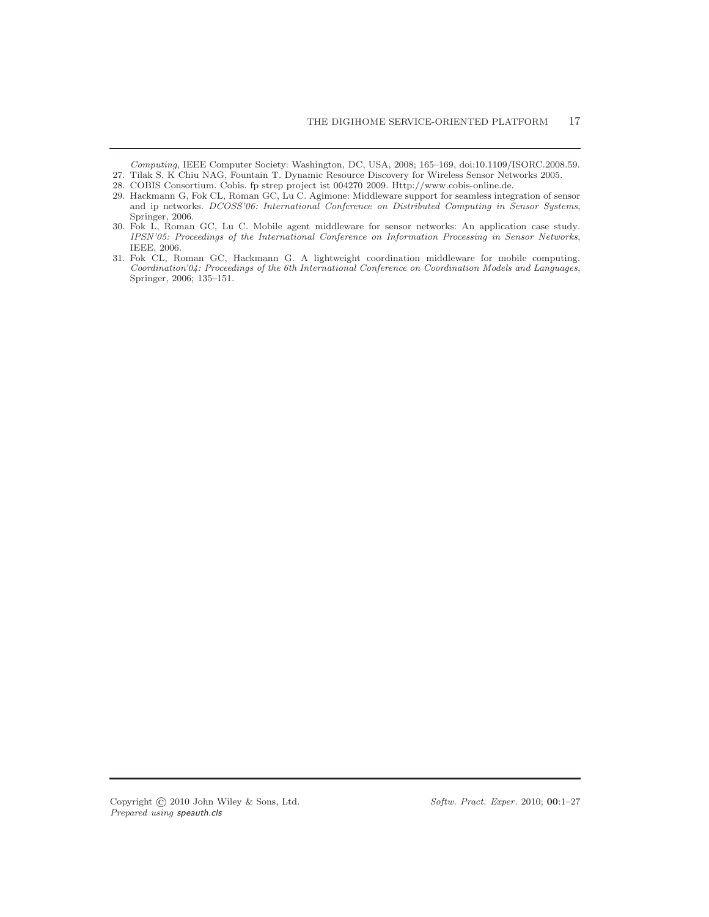*Computing*, IEEE Computer Society: Washington, DC, USA, 2008; 165–169, doi:10.1109/ISORC.2008.59.

27. Tilak S, K Chiu NAG, Fountain T. Dynamic Resource Discovery for Wireless Sensor Networks 2005.
28. COBIS Consortium. Cobis. fp strep project ist 004270 2009. Http://www.cobis-online.de.
29. Hackmann G, Fok CL, Roman GC, Lu C. Agimone: Middleware support for seamless integration of sensor and ip networks. *DCOSS'06: International Conference on Distributed Computing in Sensor Systems*, Springer, 2006.
30. Fok L, Roman GC, Lu C. Mobile agent middleware for sensor networks: An application case study. *IPSN'05: Proceedings of the International Conference on Information Processing in Sensor Networks*, IEEE, 2006.
31. Fok CL, Roman GC, Hackmann G. A lightweight coordination middleware for mobile computing. *Coordination'04: Proceedings of the 6th International Conference on Coordination Models and Languages*, Springer, 2006; 135–151.